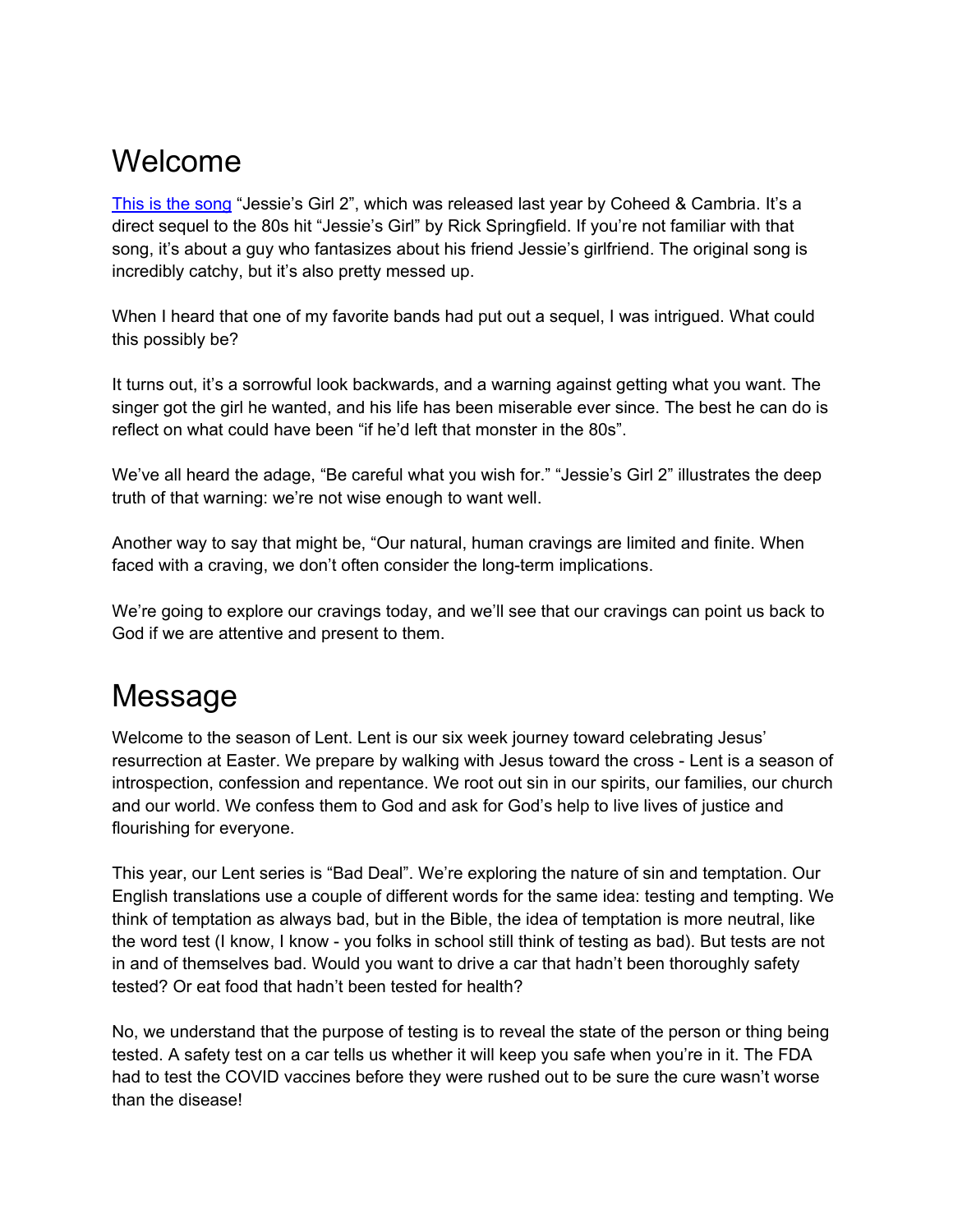# Welcome

This is the song "Jessie's Girl 2", which was released last year by Coheed & Cambria. It's a direct sequel to the 80s hit "Jessie's Girl" by Rick Springfield. If you're not familiar with that song, it's about a guy who fantasizes about his friend Jessie's girlfriend. The original song is incredibly catchy, but it's also pretty messed up.

When I heard that one of my favorite bands had put out a sequel, I was intrigued. What could this possibly be?

It turns out, it's a sorrowful look backwards, and a warning against getting what you want. The singer got the girl he wanted, and his life has been miserable ever since. The best he can do is reflect on what could have been "if he'd left that monster in the 80s".

We've all heard the adage, "Be careful what you wish for." "Jessie's Girl 2" illustrates the deep truth of that warning: we're not wise enough to want well.

Another way to say that might be, "Our natural, human cravings are limited and finite. When faced with a craving, we don't often consider the long-term implications.

We're going to explore our cravings today, and we'll see that our cravings can point us back to God if we are attentive and present to them.

# Message

Welcome to the season of Lent. Lent is our six week journey toward celebrating Jesus' resurrection at Easter. We prepare by walking with Jesus toward the cross - Lent is a season of introspection, confession and repentance. We root out sin in our spirits, our families, our church and our world. We confess them to God and ask for God's help to live lives of justice and flourishing for everyone.

This year, our Lent series is "Bad Deal". We're exploring the nature of sin and temptation. Our English translations use a couple of different words for the same idea: testing and tempting. We think of temptation as always bad, but in the Bible, the idea of temptation is more neutral, like the word test (I know, I know - you folks in school still think of testing as bad). But tests are not in and of themselves bad. Would you want to drive a car that hadn't been thoroughly safety tested? Or eat food that hadn't been tested for health?

No, we understand that the purpose of testing is to reveal the state of the person or thing being tested. A safety test on a car tells us whether it will keep you safe when you're in it. The FDA had to test the COVID vaccines before they were rushed out to be sure the cure wasn't worse than the disease!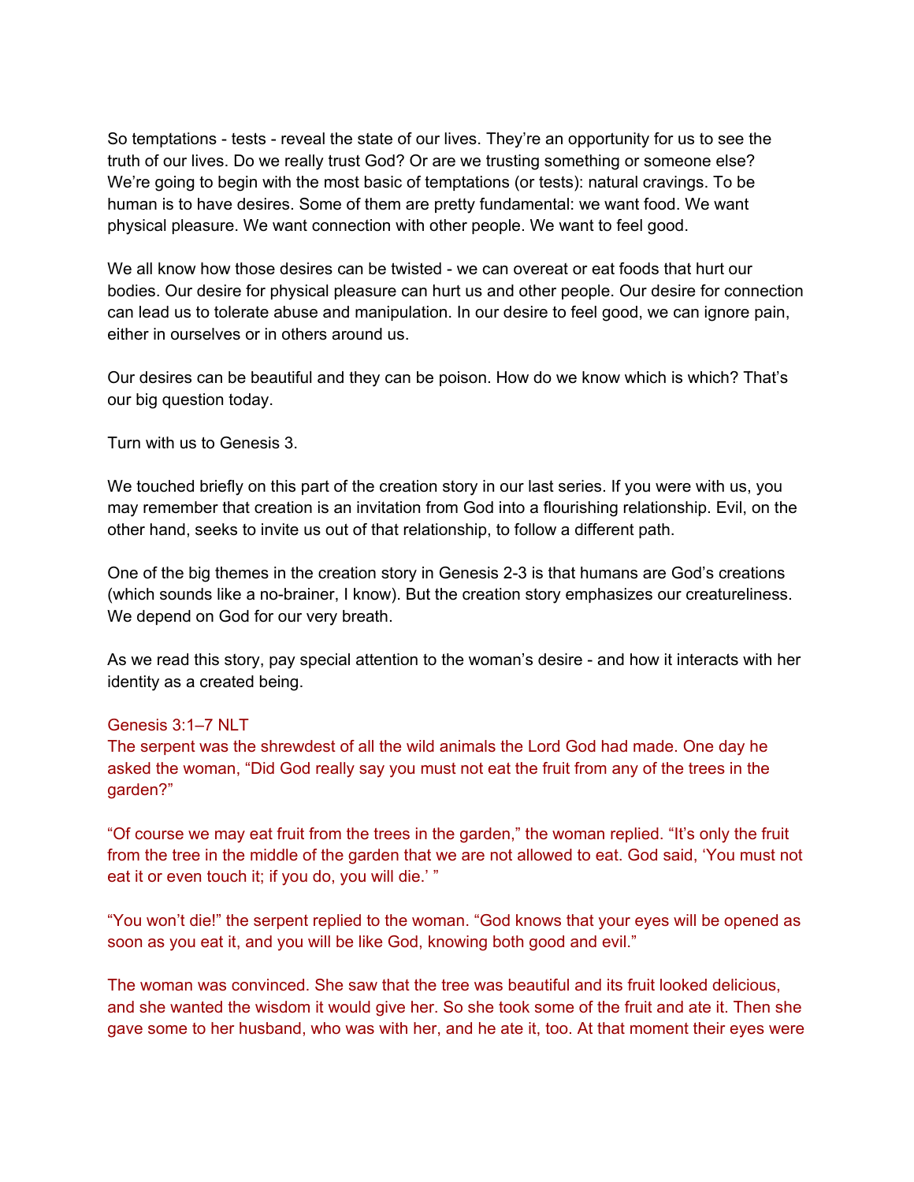So temptations - tests - reveal the state of our lives. They're an opportunity for us to see the truth of our lives. Do we really trust God? Or are we trusting something or someone else? We're going to begin with the most basic of temptations (or tests): natural cravings. To be human is to have desires. Some of them are pretty fundamental: we want food. We want physical pleasure. We want connection with other people. We want to feel good.

We all know how those desires can be twisted - we can overeat or eat foods that hurt our bodies. Our desire for physical pleasure can hurt us and other people. Our desire for connection can lead us to tolerate abuse and manipulation. In our desire to feel good, we can ignore pain, either in ourselves or in others around us.

Our desires can be beautiful and they can be poison. How do we know which is which? That's our big question today.

Turn with us to Genesis 3.

We touched briefly on this part of the creation story in our last series. If you were with us, you may remember that creation is an invitation from God into a flourishing relationship. Evil, on the other hand, seeks to invite us out of that relationship, to follow a different path.

One of the big themes in the creation story in Genesis 2-3 is that humans are God's creations (which sounds like a no-brainer, I know). But the creation story emphasizes our creatureliness. We depend on God for our very breath.

As we read this story, pay special attention to the woman's desire - and how it interacts with her identity as a created being.

Genesis 3:1–7 NLT

The serpent was the shrewdest of all the wild animals the Lord God had made. One day he asked the woman, "Did God really say you must not eat the fruit from any of the trees in the garden?"

"Of course we may eat fruit from the trees in the garden," the woman replied. "It's only the fruit from the tree in the middle of the garden that we are not allowed to eat. God said, 'You must not eat it or even touch it; if you do, you will die.' "

"You won't die!" the serpent replied to the woman. "God knows that your eyes will be opened as soon as you eat it, and you will be like God, knowing both good and evil."

The woman was convinced. She saw that the tree was beautiful and its fruit looked delicious, and she wanted the wisdom it would give her. So she took some of the fruit and ate it. Then she gave some to her husband, who was with her, and he ate it, too. At that moment their eyes were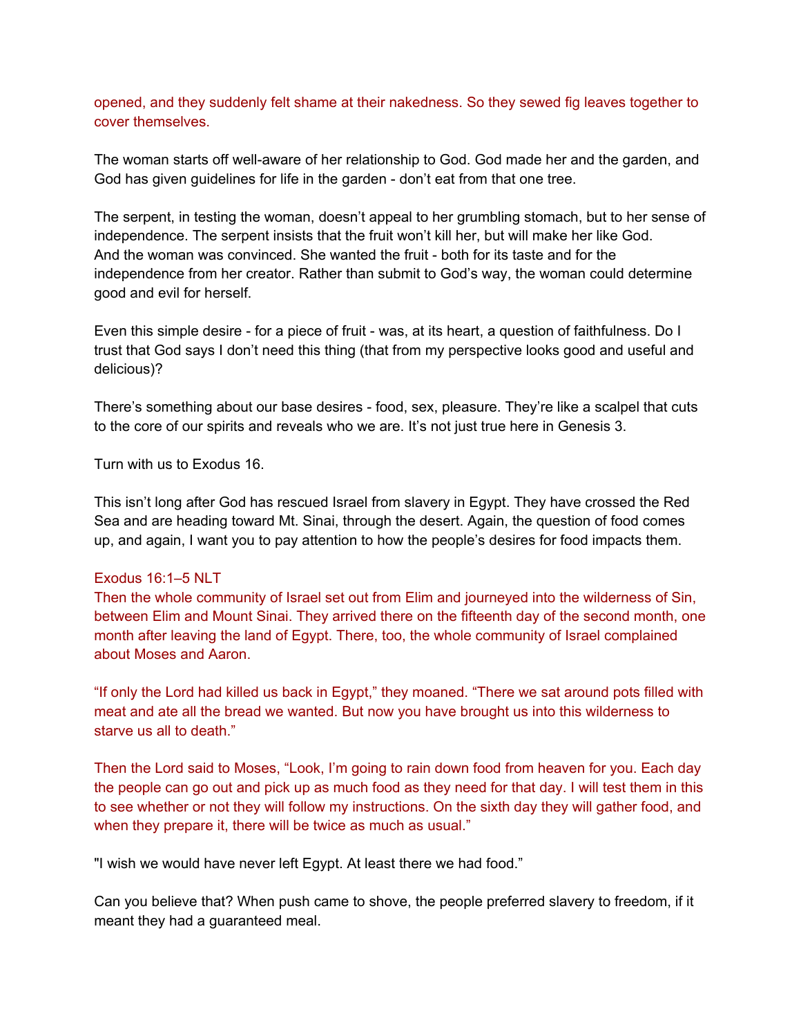opened, and they suddenly felt shame at their nakedness. So they sewed fig leaves together to cover themselves.

The woman starts off well-aware of her relationship to God. God made her and the garden, and God has given guidelines for life in the garden - don't eat from that one tree.

The serpent, in testing the woman, doesn't appeal to her grumbling stomach, but to her sense of independence. The serpent insists that the fruit won't kill her, but will make her like God. And the woman was convinced. She wanted the fruit - both for its taste and for the independence from her creator. Rather than submit to God's way, the woman could determine good and evil for herself.

Even this simple desire - for a piece of fruit - was, at its heart, a question of faithfulness. Do I trust that God says I don't need this thing (that from my perspective looks good and useful and delicious)?

There's something about our base desires - food, sex, pleasure. They're like a scalpel that cuts to the core of our spirits and reveals who we are. It's not just true here in Genesis 3.

Turn with us to Exodus 16.

This isn't long after God has rescued Israel from slavery in Egypt. They have crossed the Red Sea and are heading toward Mt. Sinai, through the desert. Again, the question of food comes up, and again, I want you to pay attention to how the people's desires for food impacts them.

Exodus 16:1–5 NLT
Then the whole community of Israel set out from Elim and journeyed into the wilderness of Sin, between Elim and Mount Sinai. They arrived there on the fifteenth day of the second month, one month after leaving the land of Egypt. There, too, the whole community of Israel complained about Moses and Aaron.

"If only the Lord had killed us back in Egypt," they moaned. "There we sat around pots filled with meat and ate all the bread we wanted. But now you have brought us into this wilderness to starve us all to death."

Then the Lord said to Moses, "Look, I'm going to rain down food from heaven for you. Each day the people can go out and pick up as much food as they need for that day. I will test them in this to see whether or not they will follow my instructions. On the sixth day they will gather food, and when they prepare it, there will be twice as much as usual."

"I wish we would have never left Egypt. At least there we had food."

Can you believe that? When push came to shove, the people preferred slavery to freedom, if it meant they had a guaranteed meal.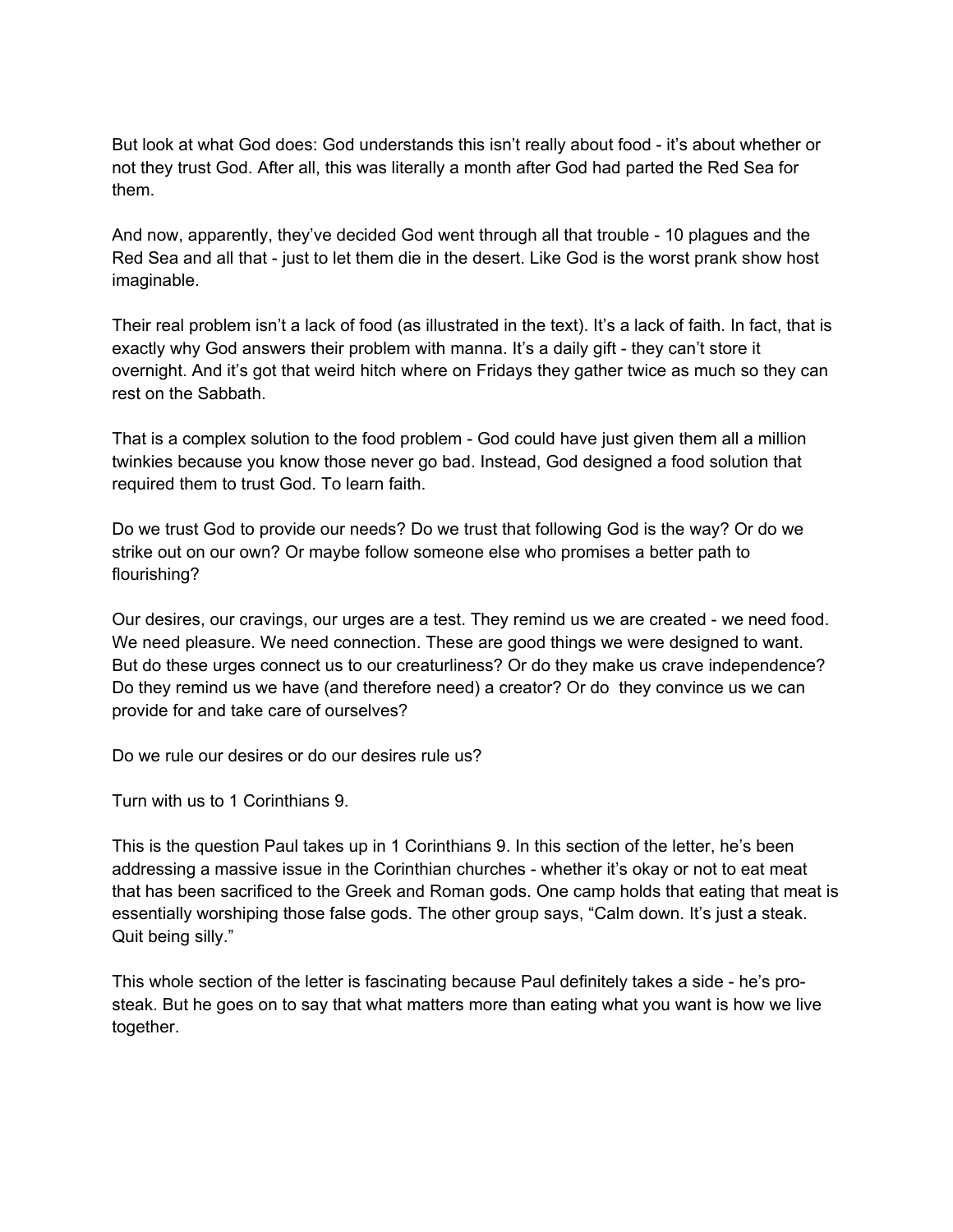But look at what God does: God understands this isn't really about food - it's about whether or not they trust God. After all, this was literally a month after God had parted the Red Sea for them.

And now, apparently, they've decided God went through all that trouble - 10 plagues and the Red Sea and all that - just to let them die in the desert. Like God is the worst prank show host imaginable.

Their real problem isn't a lack of food (as illustrated in the text). It's a lack of faith. In fact, that is exactly why God answers their problem with manna. It's a daily gift - they can't store it overnight. And it's got that weird hitch where on Fridays they gather twice as much so they can rest on the Sabbath.

That is a complex solution to the food problem - God could have just given them all a million twinkies because you know those never go bad. Instead, God designed a food solution that required them to trust God. To learn faith.

Do we trust God to provide our needs? Do we trust that following God is the way? Or do we strike out on our own? Or maybe follow someone else who promises a better path to flourishing?

Our desires, our cravings, our urges are a test. They remind us we are created - we need food. We need pleasure. We need connection. These are good things we were designed to want. But do these urges connect us to our creaturliness? Or do they make us crave independence? Do they remind us we have (and therefore need) a creator? Or do they convince us we can provide for and take care of ourselves?

Do we rule our desires or do our desires rule us?

Turn with us to 1 Corinthians 9.

This is the question Paul takes up in 1 Corinthians 9. In this section of the letter, he's been addressing a massive issue in the Corinthian churches - whether it's okay or not to eat meat that has been sacrificed to the Greek and Roman gods. One camp holds that eating that meat is essentially worshiping those false gods. The other group says, "Calm down. It's just a steak. Quit being silly."

This whole section of the letter is fascinating because Paul definitely takes a side - he's pro-steak. But he goes on to say that what matters more than eating what you want is how we live together.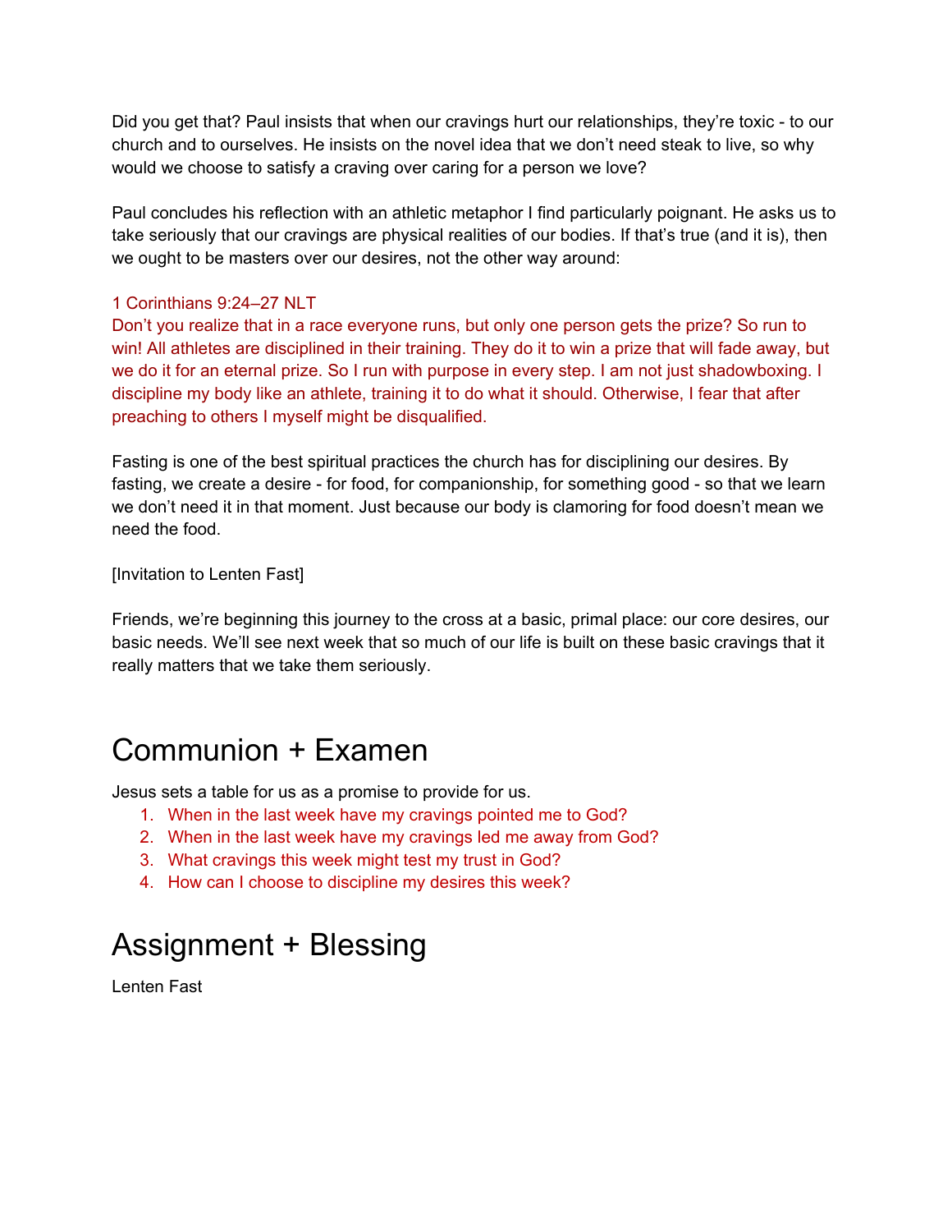Did you get that? Paul insists that when our cravings hurt our relationships, they're toxic - to our church and to ourselves. He insists on the novel idea that we don't need steak to live, so why would we choose to satisfy a craving over caring for a person we love?

Paul concludes his reflection with an athletic metaphor I find particularly poignant. He asks us to take seriously that our cravings are physical realities of our bodies. If that's true (and it is), then we ought to be masters over our desires, not the other way around:

1 Corinthians 9:24–27 NLT
Don't you realize that in a race everyone runs, but only one person gets the prize? So run to win! All athletes are disciplined in their training. They do it to win a prize that will fade away, but we do it for an eternal prize. So I run with purpose in every step. I am not just shadowboxing. I discipline my body like an athlete, training it to do what it should. Otherwise, I fear that after preaching to others I myself might be disqualified.

Fasting is one of the best spiritual practices the church has for disciplining our desires. By fasting, we create a desire - for food, for companionship, for something good - so that we learn we don't need it in that moment. Just because our body is clamoring for food doesn't mean we need the food.

[Invitation to Lenten Fast]

Friends, we're beginning this journey to the cross at a basic, primal place: our core desires, our basic needs. We'll see next week that so much of our life is built on these basic cravings that it really matters that we take them seriously.

# Communion + Examen

Jesus sets a table for us as a promise to provide for us.

1. When in the last week have my cravings pointed me to God?
2. When in the last week have my cravings led me away from God?
3. What cravings this week might test my trust in God?
4. How can I choose to discipline my desires this week?

# Assignment + Blessing

Lenten Fast